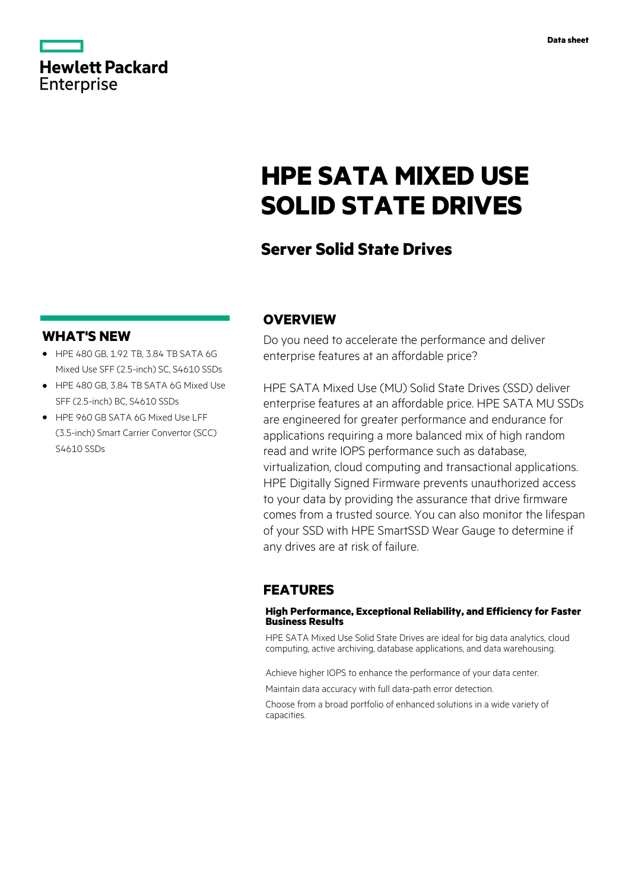Data sheet

# HPE SATA MIXED USE SOLID STATE DRIVES

## Server Solid State Drives

## WHAT'S NEW

- HPE 480 GB, 1.92 TB, 3.84 TB SATA 6G Mixed Use SFF (2.5-inch) SC, S4610 SSDs
- HPE 480 GB, 3.84 TB SATA 6G Mixed Use SFF (2.5-inch) BC, S4610 SSDs
- HPE 960 GB SATA 6G Mixed Use LFF (3.5-inch) Smart Carrier Convertor (SCC) S4610 SSDs

## OVERVIEW

Do you need to accelerate the performance and deliver enterprise features at an affordable price?

HPE SATA Mixed Use (MU) Solid State Drives (SSD) deliver enterprise features at an affordable price. HPE SATA MU SSDs are engineered for greater performance and endurance for applications requiring a more balanced mix of high random read and write IOPS performance such as database, virtualization, cloud computing and transactional applications. HPE Digitally Signed Firmware prevents unauthorized access to your data by providing the assurance that drive firmware comes from a trusted source. You can also monitor the lifespan of your SSD with HPE SmartSSD Wear Gauge to determine if any drives are at risk of failure.

## FEATURES

### High Performance, Exceptional Reliability, and Efficiency for Faster Business Results

HPE SATA Mixed Use Solid State Drives are ideal for big data analytics, cloud computing, active archiving, database applications, and data warehousing.

Achieve higher IOPS to enhance the performance of your data center.

Maintain data accuracy with full data-path error detection.

Choose from a broad portfolio of enhanced solutions in a wide variety of capacities.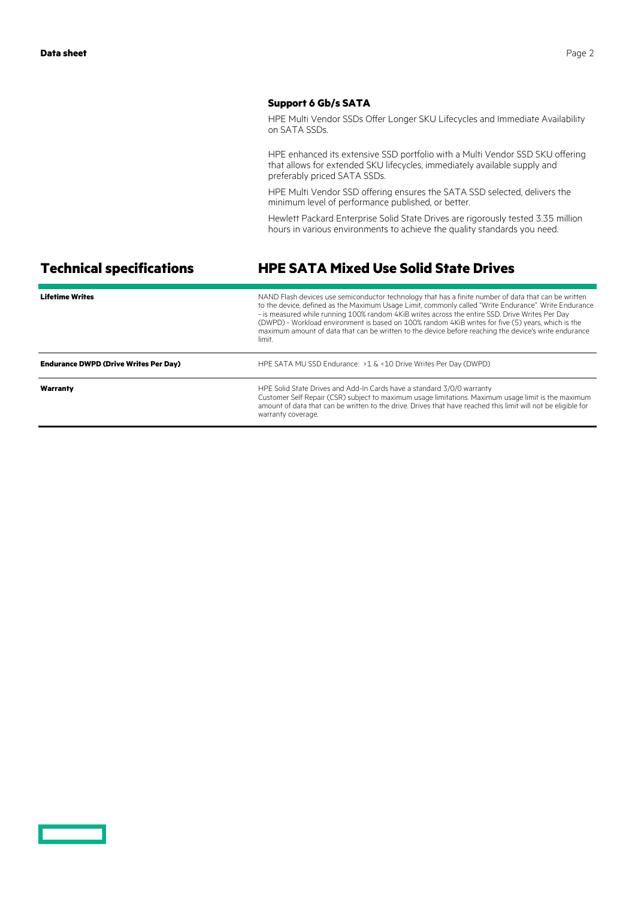### Support 6 Gb/s SATA

HPE Multi Vendor SSDs Offer Longer SKU Lifecycles and Immediate Availability on SATA SSDs.

HPE enhanced its extensive SSD portfolio with a Multi Vendor SSD SKU offering that allows for extended SKU lifecycles, immediately available supply and preferably priced SATA SSDs.

HPE Multi Vendor SSD offering ensures the SATA SSD selected, delivers the minimum level of performance published, or better.

Hewlett Packard Enterprise Solid State Drives are rigorously tested 3.35 million hours in various environments to achieve the quality standards you need.

## Technical specifications — HPE SATA Mixed Use Solid State Drives

| | |
|---|---|
| **Lifetime Writes** | NAND Flash devices use semiconductor technology that has a finite number of data that can be written to the device, defined as the Maximum Usage Limit, commonly called "Write Endurance". Write Endurance - is measured while running 100% random 4KiB writes across the entire SSD. Drive Writes Per Day (DWPD) - Workload environment is based on 100% random 4KiB writes for five (5) years, which is the maximum amount of data that can be written to the device before reaching the device's write endurance limit. |
| **Endurance DWPD (Drive Writes Per Day)** | HPE SATA MU SSD Endurance: >1 & <10 Drive Writes Per Day (DWPD) |
| **Warranty** | HPE Solid State Drives and Add-In Cards have a standard 3/0/0 warranty<br>Customer Self Repair (CSR) subject to maximum usage limitations. Maximum usage limit is the maximum amount of data that can be written to the drive. Drives that have reached this limit will not be eligible for warranty coverage. |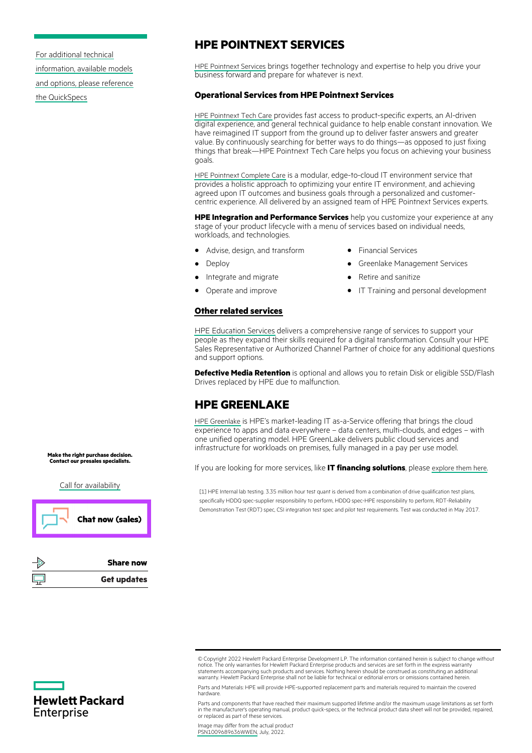For additional technical information, available models and options, please reference the QuickSpecs

# HPE POINTNEXT SERVICES

HPE Pointnext Services brings together technology and expertise to help you drive your business forward and prepare for whatever is next.

### Operational Services from HPE Pointnext Services

HPE Pointnext Tech Care provides fast access to product-specific experts, an AI-driven digital experience, and general technical guidance to help enable constant innovation. We have reimagined IT support from the ground up to deliver faster answers and greater value. By continuously searching for better ways to do things—as opposed to just fixing things that break—HPE Pointnext Tech Care helps you focus on achieving your business goals.

HPE Pointnext Complete Care is a modular, edge-to-cloud IT environment service that provides a holistic approach to optimizing your entire IT environment, and achieving agreed upon IT outcomes and business goals through a personalized and customer-centric experience. All delivered by an assigned team of HPE Pointnext Services experts.

**HPE Integration and Performance Services** help you customize your experience at any stage of your product lifecycle with a menu of services based on individual needs, workloads, and technologies.

- Advise, design, and transform
- Deploy
- Integrate and migrate
- Operate and improve
- Financial Services
- Greenlake Management Services
- Retire and sanitize
- IT Training and personal development

### Other related services

HPE Education Services delivers a comprehensive range of services to support your people as they expand their skills required for a digital transformation. Consult your HPE Sales Representative or Authorized Channel Partner of choice for any additional questions and support options.

**Defective Media Retention** is optional and allows you to retain Disk or eligible SSD/Flash Drives replaced by HPE due to malfunction.

# HPE GREENLAKE

HPE Greenlake is HPE's market-leading IT as-a-Service offering that brings the cloud experience to apps and data everywhere – data centers, multi-clouds, and edges – with one unified operating model. HPE GreenLake delivers public cloud services and infrastructure for workloads on premises, fully managed in a pay per use model.

If you are looking for more services, like **IT financing solutions**, please explore them here.

[1] HPE Internal lab testing. 3.35 million hour test quant is derived from a combination of drive qualification test plans, specifically HDDQ spec-supplier responsibility to perform, HDDQ spec-HPE responsibility to perform, RDT-Reliability Demonstration Test (RDT) spec, CSI integration test spec and pilot test requirements. Test was conducted in May 2017.

**Make the right purchase decision. Contact our presales specialists.**

Call for availability

**Chat now (sales)**

**Share now**

**Get updates**

**Hewlett Packard** Enterprise

© Copyright 2022 Hewlett Packard Enterprise Development LP. The information contained herein is subject to change without notice. The only warranties for Hewlett Packard Enterprise products and services are set forth in the express warranty statements accompanying such products and services. Nothing herein should be construed as constituting an additional warranty. Hewlett Packard Enterprise shall not be liable for technical or editorial errors or omissions contained herein.

Parts and Materials: HPE will provide HPE-supported replacement parts and materials required to maintain the covered hardware.

Parts and components that have reached their maximum supported lifetime and/or the maximum usage limitations as set forth in the manufacturer's operating manual, product quick-specs, or the technical product data sheet will not be provided, repaired, or replaced as part of these services.

Image may differ from the actual product

PSN1009689636WWEN, July, 2022.